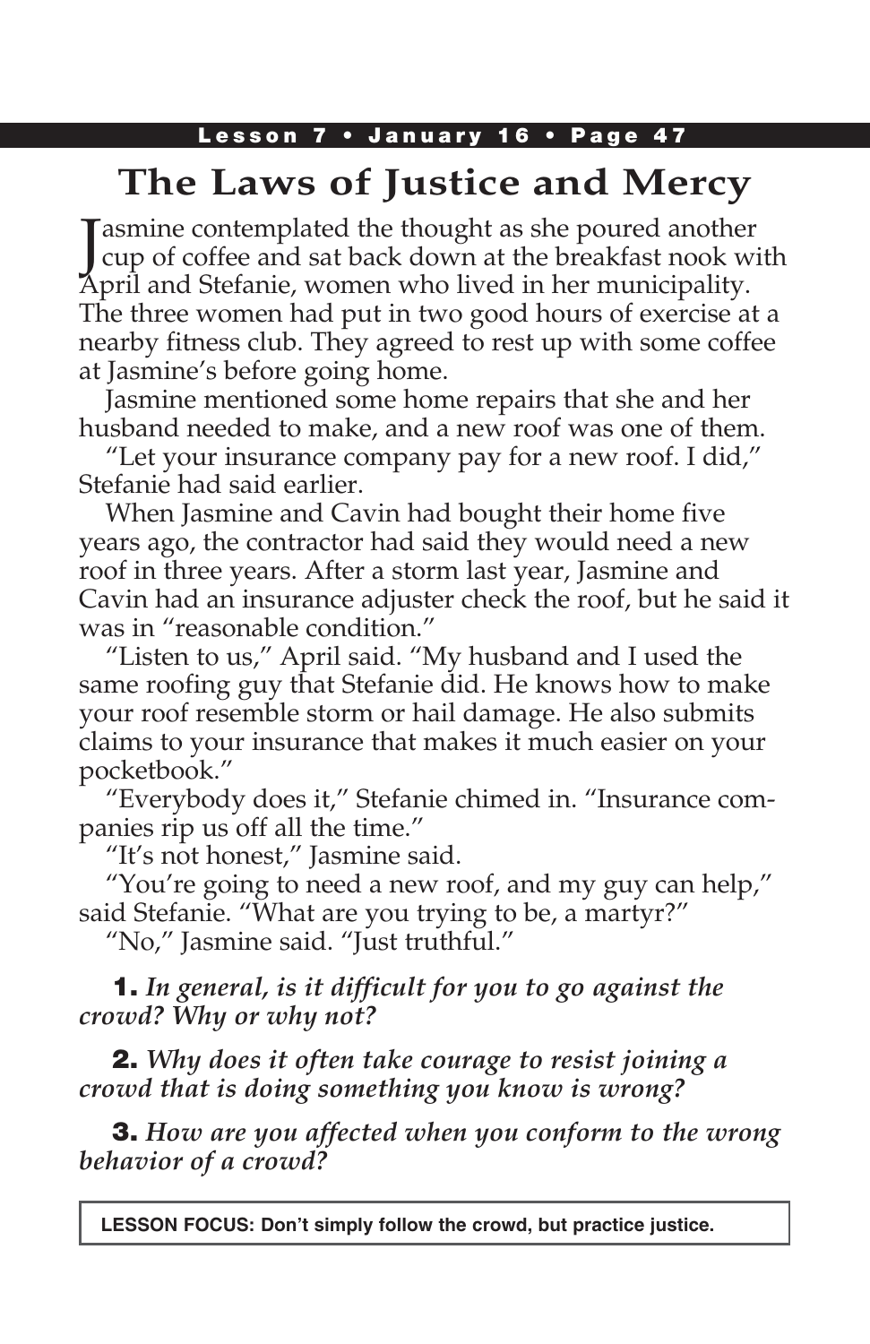# The Laws of Justice and Mercy

Jasmine contemplated the thought as she poured another cup of coffee and sat back down at the breakfast nook with April and Stefanie, women who lived in her municipality. The three women had put in two good hours of exercise at a nearby fitness club. They agreed to rest up with some coffee at Jasmine's before going home.

Jasmine mentioned some home repairs that she and her husband needed to make, and a new roof was one of them.

"Let your insurance company pay for a new roof. I did," Stefanie had said earlier.

When Jasmine and Cavin had bought their home five years ago, the contractor had said they would need a new roof in three years. After a storm last year, Jasmine and Cavin had an insurance adjuster check the roof, but he said it was in "reasonable condition."

"Listen to us," April said. "My husband and I used the same roofing guy that Stefanie did. He knows how to make your roof resemble storm or hail damage. He also submits claims to your insurance that makes it much easier on your pocketbook."

"Everybody does it," Stefanie chimed in. "Insurance companies rip us off all the time."

"It's not honest," Jasmine said.

"You're going to need a new roof, and my guy can help," said Stefanie. "What are you trying to be, a martyr?"

"No," Jasmine said. "Just truthful."

**1.** *In general, is it difficult for you to go against the crowd? Why or why not?*

**2.** *Why does it often take courage to resist joining a crowd that is doing something you know is wrong?*

**3.** *How are you affected when you conform to the wrong behavior of a crowd?*

**LESSON FOCUS: Don't simply follow the crowd, but practice justice.**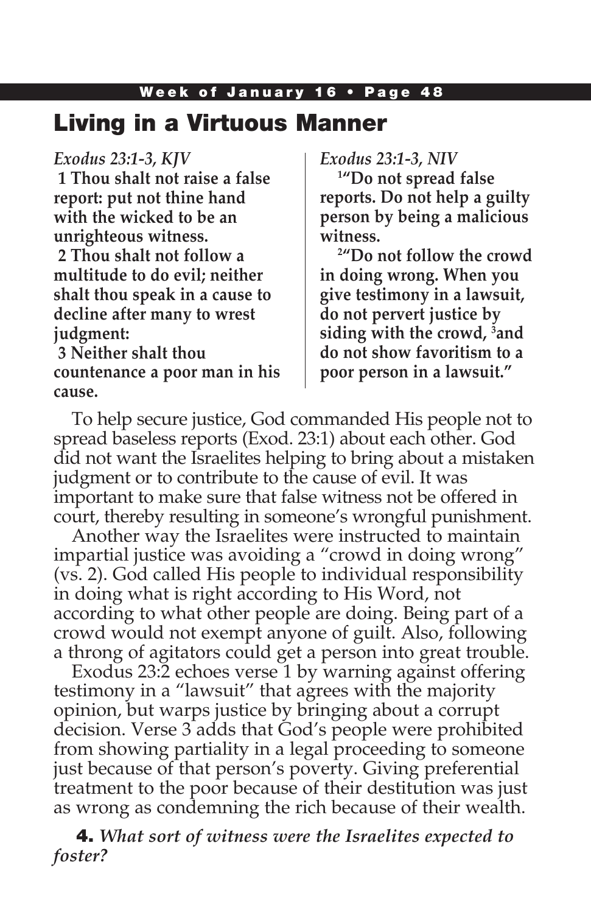## Living in a Virtuous Manner

*Exodus 23:1-3, KJV*

**1 Thou shalt not raise a false report: put not thine hand with the wicked to be an unrighteous witness.**

**2 Thou shalt not follow a multitude to do evil; neither shalt thou speak in a cause to decline after many to wrest judgment:**

**3 Neither shalt thou countenance a poor man in his cause.**

*Exodus 23:1-3, NIV*

**[1]"Do not spread false reports. Do not help a guilty person by being a malicious witness.**

**[2]"Do not follow the crowd in doing wrong. When you give testimony in a lawsuit, do not pervert justice by siding with the crowd, [3]and do not show favoritism to a poor person in a lawsuit."**

To help secure justice, God commanded His people not to spread baseless reports (Exod. 23:1) about each other. God did not want the Israelites helping to bring about a mistaken judgment or to contribute to the cause of evil. It was important to make sure that false witness not be offered in court, thereby resulting in someone's wrongful punishment.

Another way the Israelites were instructed to maintain impartial justice was avoiding a "crowd in doing wrong" (vs. 2). God called His people to individual responsibility in doing what is right according to His Word, not according to what other people are doing. Being part of a crowd would not exempt anyone of guilt. Also, following a throng of agitators could get a person into great trouble.

Exodus 23:2 echoes verse 1 by warning against offering testimony in a "lawsuit" that agrees with the majority opinion, but warps justice by bringing about a corrupt decision. Verse 3 adds that God's people were prohibited from showing partiality in a legal proceeding to someone just because of that person's poverty. Giving preferential treatment to the poor because of their destitution was just as wrong as condemning the rich because of their wealth.

**4.** *What sort of witness were the Israelites expected to foster?*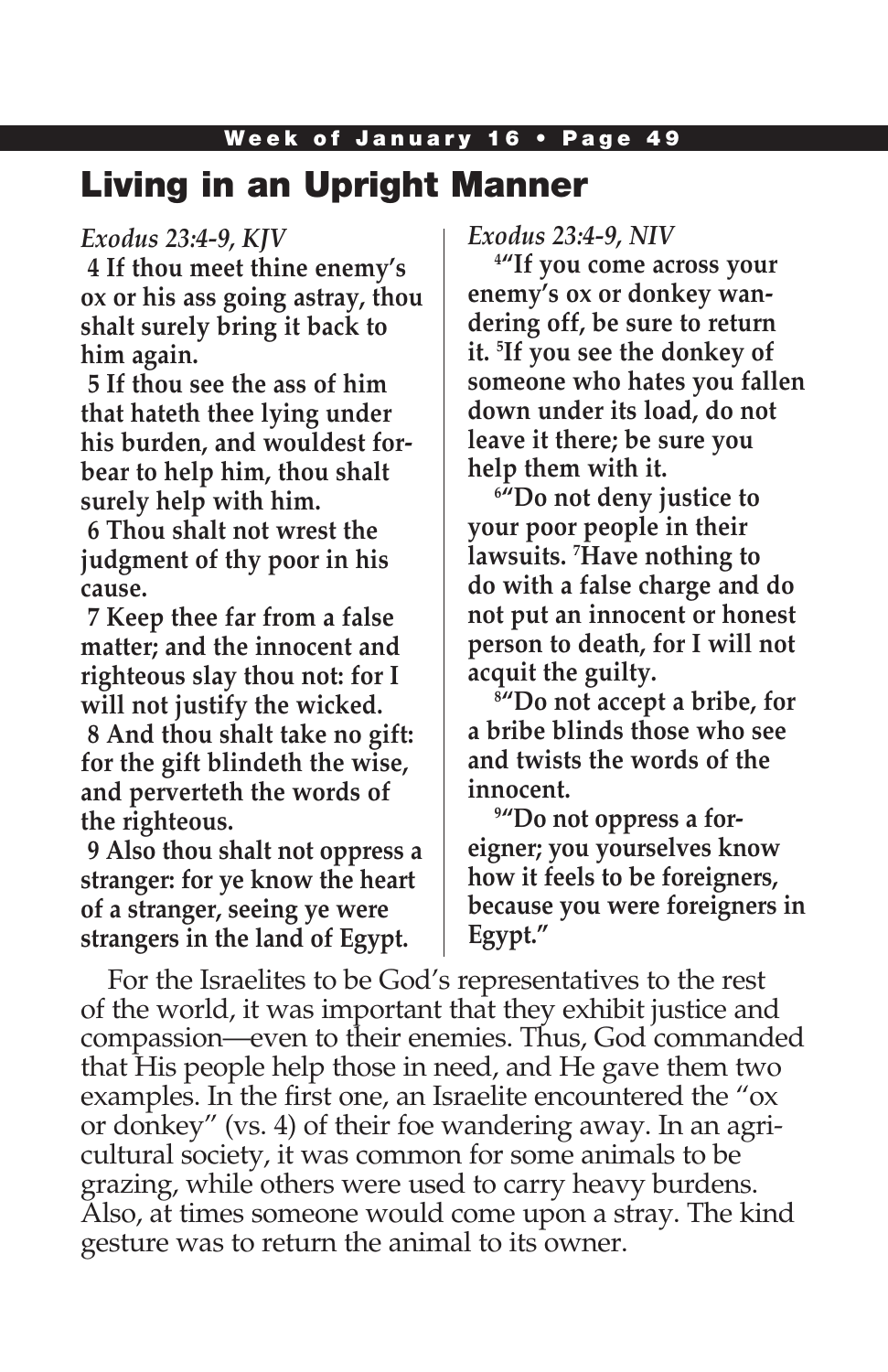## Living in an Upright Manner

*Exodus 23:4-9, KJV*

**4 If thou meet thine enemy's ox or his ass going astray, thou shalt surely bring it back to him again.**

**5 If thou see the ass of him that hateth thee lying under his burden, and wouldest forbear to help him, thou shalt surely help with him.**

**6 Thou shalt not wrest the judgment of thy poor in his cause.**

**7 Keep thee far from a false matter; and the innocent and righteous slay thou not: for I will not justify the wicked.**

**8 And thou shalt take no gift: for the gift blindeth the wise, and perverteth the words of the righteous.**

**9 Also thou shalt not oppress a stranger: for ye know the heart of a stranger, seeing ye were strangers in the land of Egypt.**

*Exodus 23:4-9, NIV*

**4"If you come across your enemy's ox or donkey wandering off, be sure to return it. 5If you see the donkey of someone who hates you fallen down under its load, do not leave it there; be sure you help them with it.**

**6"Do not deny justice to your poor people in their lawsuits. 7Have nothing to do with a false charge and do not put an innocent or honest person to death, for I will not acquit the guilty.**

**8"Do not accept a bribe, for a bribe blinds those who see and twists the words of the innocent.**

**9"Do not oppress a foreigner; you yourselves know how it feels to be foreigners, because you were foreigners in Egypt."**

For the Israelites to be God's representatives to the rest of the world, it was important that they exhibit justice and compassion—even to their enemies. Thus, God commanded that His people help those in need, and He gave them two examples. In the first one, an Israelite encountered the "ox or donkey" (vs. 4) of their foe wandering away. In an agricultural society, it was common for some animals to be grazing, while others were used to carry heavy burdens. Also, at times someone would come upon a stray. The kind gesture was to return the animal to its owner.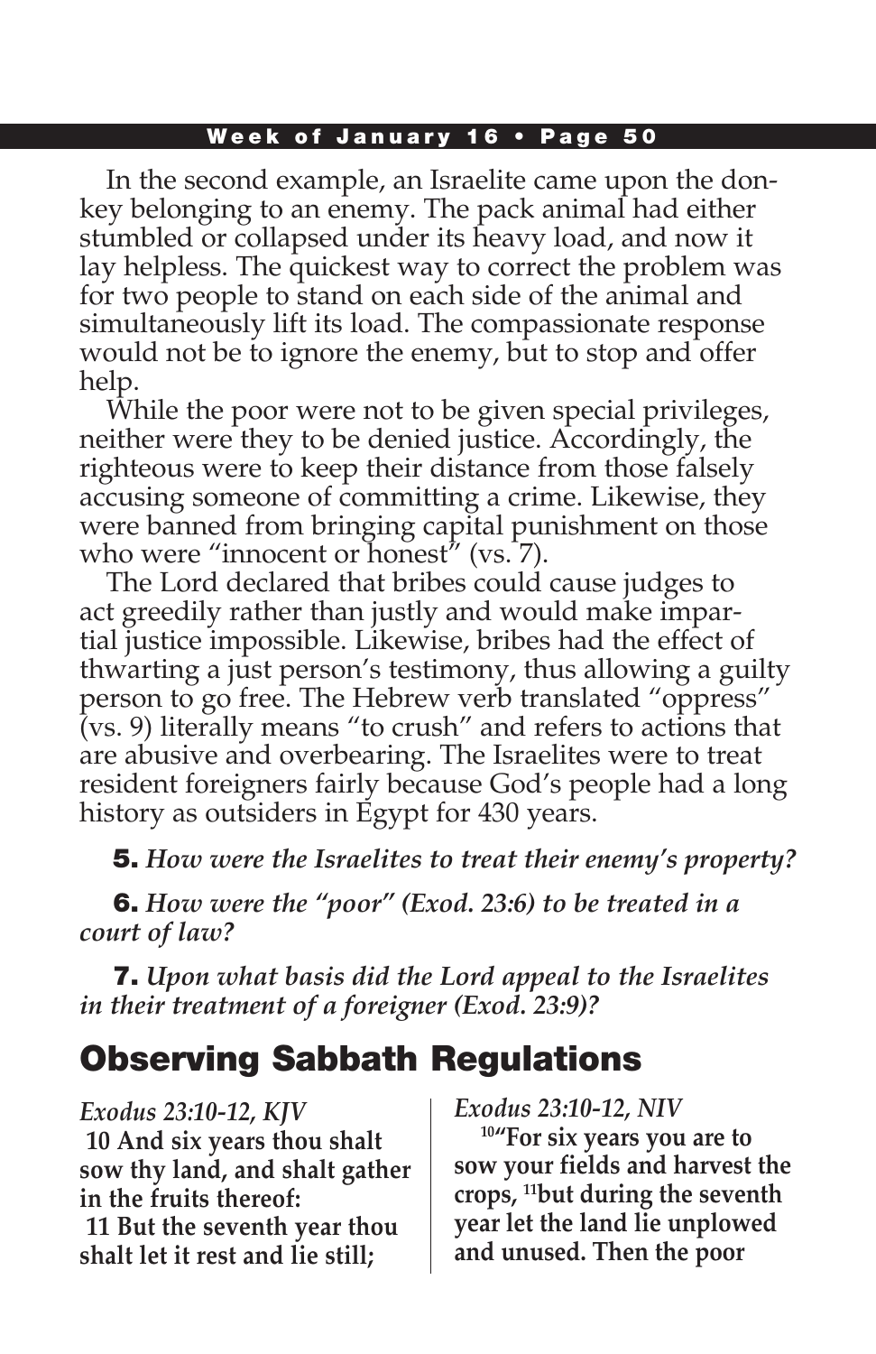In the second example, an Israelite came upon the donkey belonging to an enemy. The pack animal had either stumbled or collapsed under its heavy load, and now it lay helpless. The quickest way to correct the problem was for two people to stand on each side of the animal and simultaneously lift its load. The compassionate response would not be to ignore the enemy, but to stop and offer help.

While the poor were not to be given special privileges, neither were they to be denied justice. Accordingly, the righteous were to keep their distance from those falsely accusing someone of committing a crime. Likewise, they were banned from bringing capital punishment on those who were "innocent or honest" (vs. 7).

The Lord declared that bribes could cause judges to act greedily rather than justly and would make impartial justice impossible. Likewise, bribes had the effect of thwarting a just person's testimony, thus allowing a guilty person to go free. The Hebrew verb translated "oppress" (vs. 9) literally means "to crush" and refers to actions that are abusive and overbearing. The Israelites were to treat resident foreigners fairly because God's people had a long history as outsiders in Egypt for 430 years.

**5.** ***How were the Israelites to treat their enemy's property?***

**6.** ***How were the "poor" (Exod. 23:6) to be treated in a court of law?***

**7.** ***Upon what basis did the Lord appeal to the Israelites in their treatment of a foreigner (Exod. 23:9)?***

## Observing Sabbath Regulations

*Exodus 23:10-12, KJV*

**10 And six years thou shalt sow thy land, and shalt gather in the fruits thereof:**

**11 But the seventh year thou shalt let it rest and lie still;**

*Exodus 23:10-12, NIV*

**10"For six years you are to sow your fields and harvest the crops, 11but during the seventh year let the land lie unplowed and unused. Then the poor**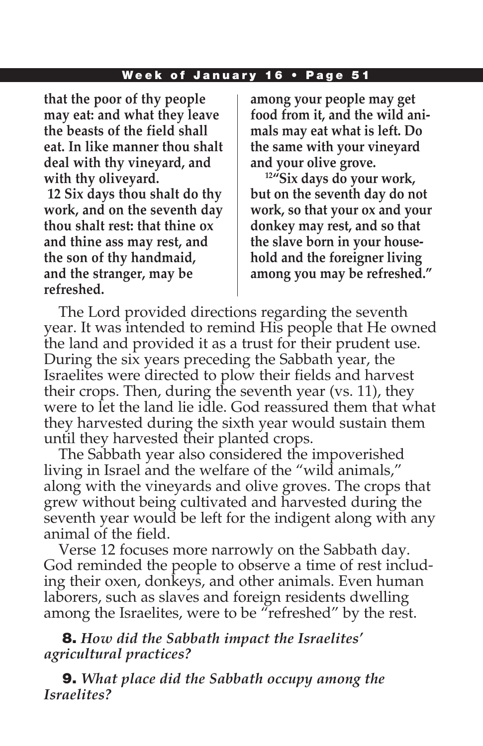**that the poor of thy people may eat: and what they leave the beasts of the field shall eat. In like manner thou shalt deal with thy vineyard, and with thy oliveyard.**

**12 Six days thou shalt do thy work, and on the seventh day thou shalt rest: that thine ox and thine ass may rest, and the son of thy handmaid, and the stranger, may be refreshed.**

**among your people may get food from it, and the wild animals may eat what is left. Do the same with your vineyard and your olive grove.**

**[12]"Six days do your work, but on the seventh day do not work, so that your ox and your donkey may rest, and so that the slave born in your household and the foreigner living among you may be refreshed."**

The Lord provided directions regarding the seventh year. It was intended to remind His people that He owned the land and provided it as a trust for their prudent use. During the six years preceding the Sabbath year, the Israelites were directed to plow their fields and harvest their crops. Then, during the seventh year (vs. 11), they were to let the land lie idle. God reassured them that what they harvested during the sixth year would sustain them until they harvested their planted crops.

The Sabbath year also considered the impoverished living in Israel and the welfare of the "wild animals," along with the vineyards and olive groves. The crops that grew without being cultivated and harvested during the seventh year would be left for the indigent along with any animal of the field.

Verse 12 focuses more narrowly on the Sabbath day. God reminded the people to observe a time of rest including their oxen, donkeys, and other animals. Even human laborers, such as slaves and foreign residents dwelling among the Israelites, were to be "refreshed" by the rest.

**8.** *How did the Sabbath impact the Israelites' agricultural practices?*

**9.** *What place did the Sabbath occupy among the Israelites?*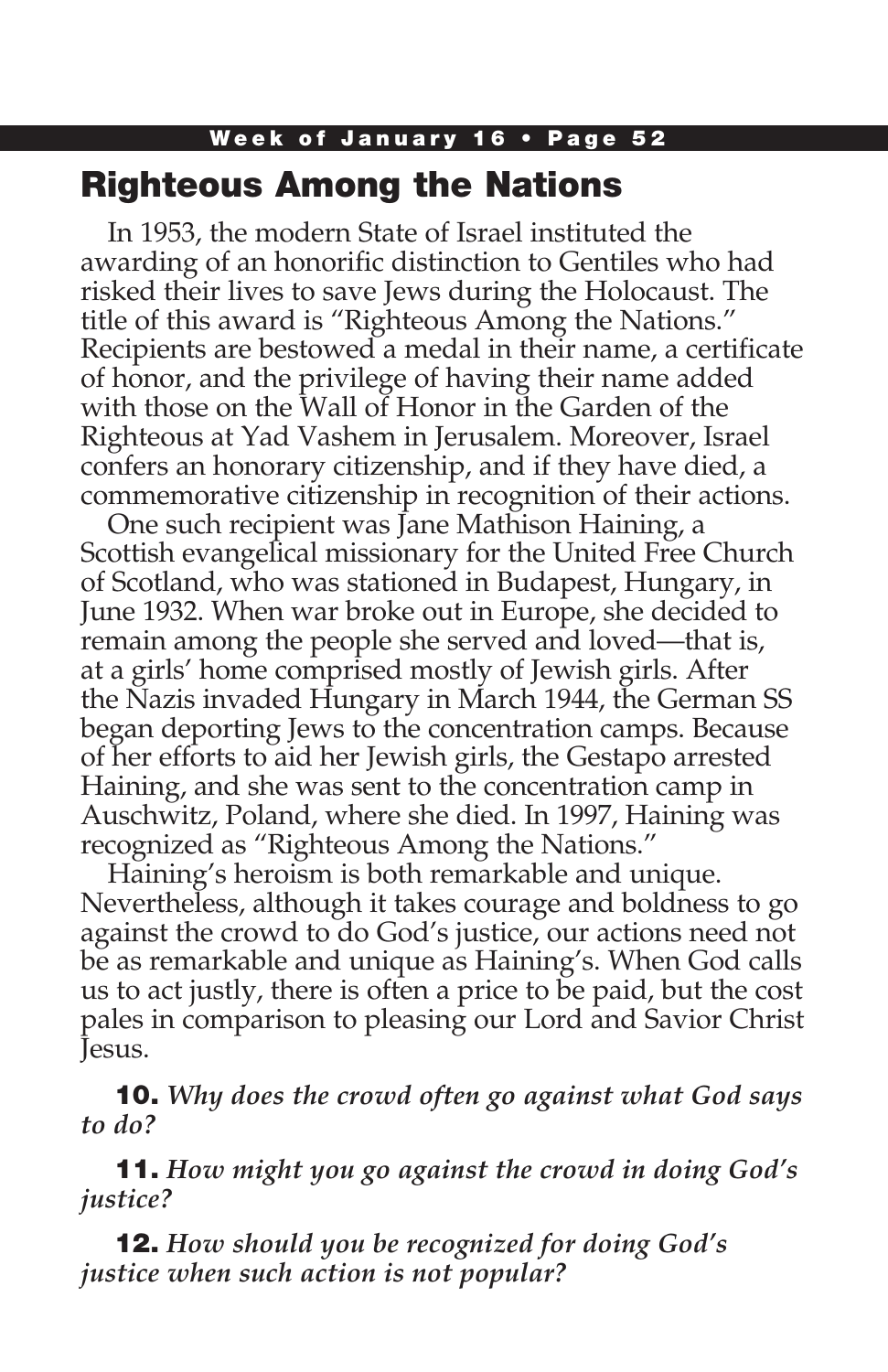## Righteous Among the Nations

In 1953, the modern State of Israel instituted the awarding of an honorific distinction to Gentiles who had risked their lives to save Jews during the Holocaust. The title of this award is "Righteous Among the Nations." Recipients are bestowed a medal in their name, a certificate of honor, and the privilege of having their name added with those on the Wall of Honor in the Garden of the Righteous at Yad Vashem in Jerusalem. Moreover, Israel confers an honorary citizenship, and if they have died, a commemorative citizenship in recognition of their actions.

One such recipient was Jane Mathison Haining, a Scottish evangelical missionary for the United Free Church of Scotland, who was stationed in Budapest, Hungary, in June 1932. When war broke out in Europe, she decided to remain among the people she served and loved—that is, at a girls' home comprised mostly of Jewish girls. After the Nazis invaded Hungary in March 1944, the German SS began deporting Jews to the concentration camps. Because of her efforts to aid her Jewish girls, the Gestapo arrested Haining, and she was sent to the concentration camp in Auschwitz, Poland, where she died. In 1997, Haining was recognized as "Righteous Among the Nations."

Haining's heroism is both remarkable and unique. Nevertheless, although it takes courage and boldness to go against the crowd to do God's justice, our actions need not be as remarkable and unique as Haining's. When God calls us to act justly, there is often a price to be paid, but the cost pales in comparison to pleasing our Lord and Savior Christ Jesus.

**10.** *Why does the crowd often go against what God says to do?*

**11.** *How might you go against the crowd in doing God's justice?*

**12.** *How should you be recognized for doing God's justice when such action is not popular?*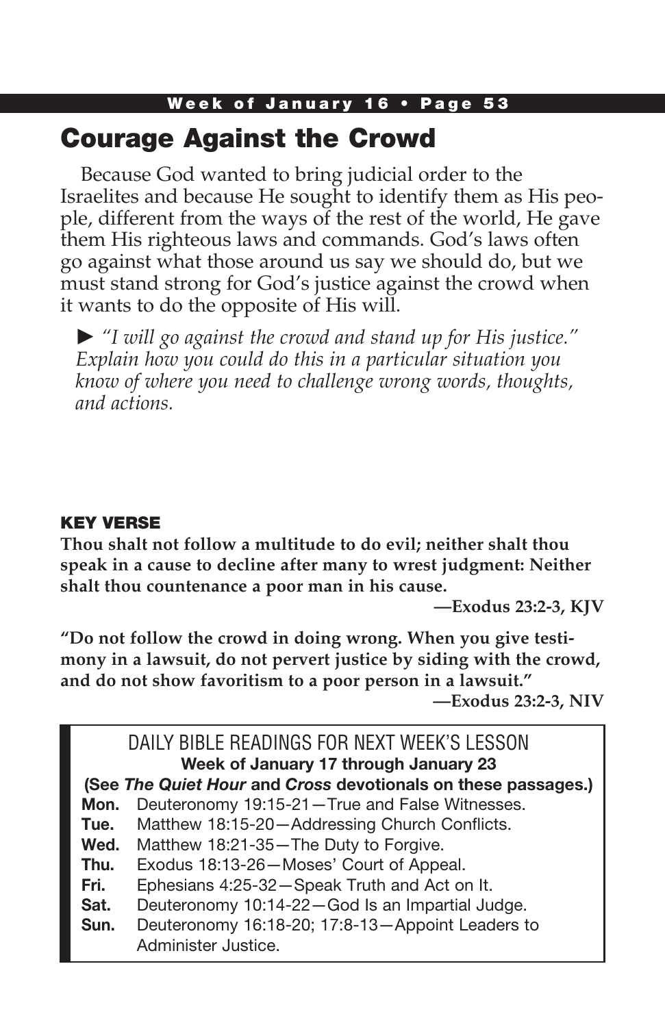# Courage Against the Crowd

Because God wanted to bring judicial order to the Israelites and because He sought to identify them as His people, different from the ways of the rest of the world, He gave them His righteous laws and commands. God's laws often go against what those around us say we should do, but we must stand strong for God's justice against the crowd when it wants to do the opposite of His will.

► *"I will go against the crowd and stand up for His justice." Explain how you could do this in a particular situation you know of where you need to challenge wrong words, thoughts, and actions.*

### KEY VERSE

**Thou shalt not follow a multitude to do evil; neither shalt thou speak in a cause to decline after many to wrest judgment: Neither shalt thou countenance a poor man in his cause.**

**—Exodus 23:2-3, KJV**

**"Do not follow the crowd in doing wrong. When you give testimony in a lawsuit, do not pervert justice by siding with the crowd, and do not show favoritism to a poor person in a lawsuit."**

**—Exodus 23:2-3, NIV**

DAILY BIBLE READINGS FOR NEXT WEEK'S LESSON

**Week of January 17 through January 23**

**(See *The Quiet Hour* and *Cross* devotionals on these passages.)**

**Mon.** Deuteronomy 19:15-21—True and False Witnesses.
**Tue.** Matthew 18:15-20—Addressing Church Conflicts.
**Wed.** Matthew 18:21-35—The Duty to Forgive.
**Thu.** Exodus 18:13-26—Moses' Court of Appeal.
**Fri.** Ephesians 4:25-32—Speak Truth and Act on It.
**Sat.** Deuteronomy 10:14-22—God Is an Impartial Judge.
**Sun.** Deuteronomy 16:18-20; 17:8-13—Appoint Leaders to Administer Justice.